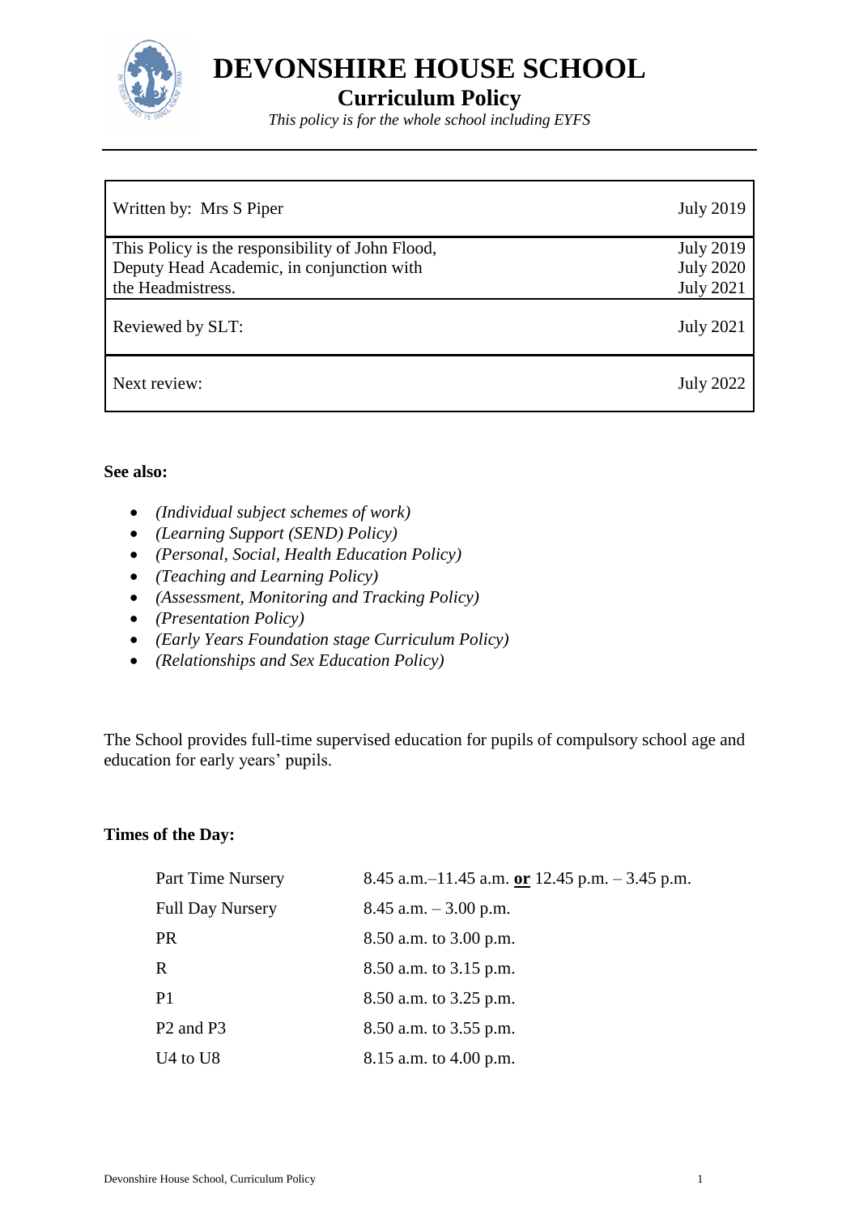# DEVONSHIRE HOUSE SCHOOL

## Curriculum Policy

*This policy is for the whole school including EYFS*

| | |
|---|---|
| Written by: Mrs S Piper | July 2019 |
| This Policy is the responsibility of John Flood, Deputy Head Academic, in conjunction with the Headmistress. | July 2019<br>July 2020<br>July 2021 |
| Reviewed by SLT: | July 2021 |
| Next review: | July 2022 |

**See also:**

- *(Individual subject schemes of work)*
- *(Learning Support (SEND) Policy)*
- *(Personal, Social, Health Education Policy)*
- *(Teaching and Learning Policy)*
- *(Assessment, Monitoring and Tracking Policy)*
- *(Presentation Policy)*
- *(Early Years Foundation stage Curriculum Policy)*
- *(Relationships and Sex Education Policy)*

The School provides full-time supervised education for pupils of compulsory school age and education for early years' pupils.

**Times of the Day:**

| | |
|---|---|
| Part Time Nursery | 8.45 a.m.–11.45 a.m. **or** 12.45 p.m. – 3.45 p.m. |
| Full Day Nursery | 8.45 a.m. – 3.00 p.m. |
| PR | 8.50 a.m. to 3.00 p.m. |
| R | 8.50 a.m. to 3.15 p.m. |
| P1 | 8.50 a.m. to 3.25 p.m. |
| P2 and P3 | 8.50 a.m. to 3.55 p.m. |
| U4 to U8 | 8.15 a.m. to 4.00 p.m. |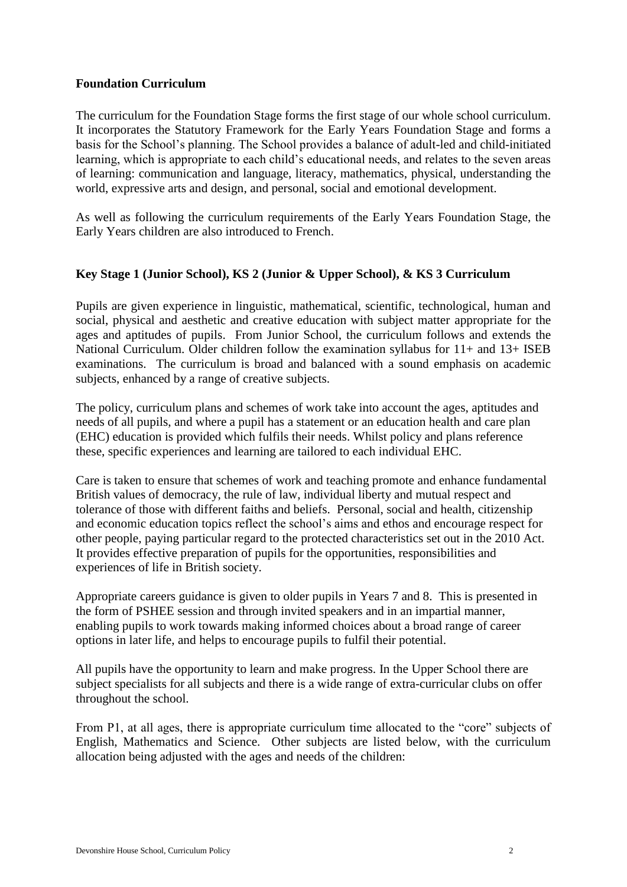**Foundation Curriculum**

The curriculum for the Foundation Stage forms the first stage of our whole school curriculum. It incorporates the Statutory Framework for the Early Years Foundation Stage and forms a basis for the School's planning. The School provides a balance of adult-led and child-initiated learning, which is appropriate to each child's educational needs, and relates to the seven areas of learning: communication and language, literacy, mathematics, physical, understanding the world, expressive arts and design, and personal, social and emotional development.

As well as following the curriculum requirements of the Early Years Foundation Stage, the Early Years children are also introduced to French.

**Key Stage 1 (Junior School), KS 2 (Junior & Upper School), & KS 3 Curriculum**

Pupils are given experience in linguistic, mathematical, scientific, technological, human and social, physical and aesthetic and creative education with subject matter appropriate for the ages and aptitudes of pupils. From Junior School, the curriculum follows and extends the National Curriculum. Older children follow the examination syllabus for 11+ and 13+ ISEB examinations. The curriculum is broad and balanced with a sound emphasis on academic subjects, enhanced by a range of creative subjects.

The policy, curriculum plans and schemes of work take into account the ages, aptitudes and needs of all pupils, and where a pupil has a statement or an education health and care plan (EHC) education is provided which fulfils their needs. Whilst policy and plans reference these, specific experiences and learning are tailored to each individual EHC.

Care is taken to ensure that schemes of work and teaching promote and enhance fundamental British values of democracy, the rule of law, individual liberty and mutual respect and tolerance of those with different faiths and beliefs. Personal, social and health, citizenship and economic education topics reflect the school's aims and ethos and encourage respect for other people, paying particular regard to the protected characteristics set out in the 2010 Act. It provides effective preparation of pupils for the opportunities, responsibilities and experiences of life in British society.

Appropriate careers guidance is given to older pupils in Years 7 and 8. This is presented in the form of PSHEE session and through invited speakers and in an impartial manner, enabling pupils to work towards making informed choices about a broad range of career options in later life, and helps to encourage pupils to fulfil their potential.

All pupils have the opportunity to learn and make progress. In the Upper School there are subject specialists for all subjects and there is a wide range of extra-curricular clubs on offer throughout the school.

From P1, at all ages, there is appropriate curriculum time allocated to the "core" subjects of English, Mathematics and Science. Other subjects are listed below, with the curriculum allocation being adjusted with the ages and needs of the children: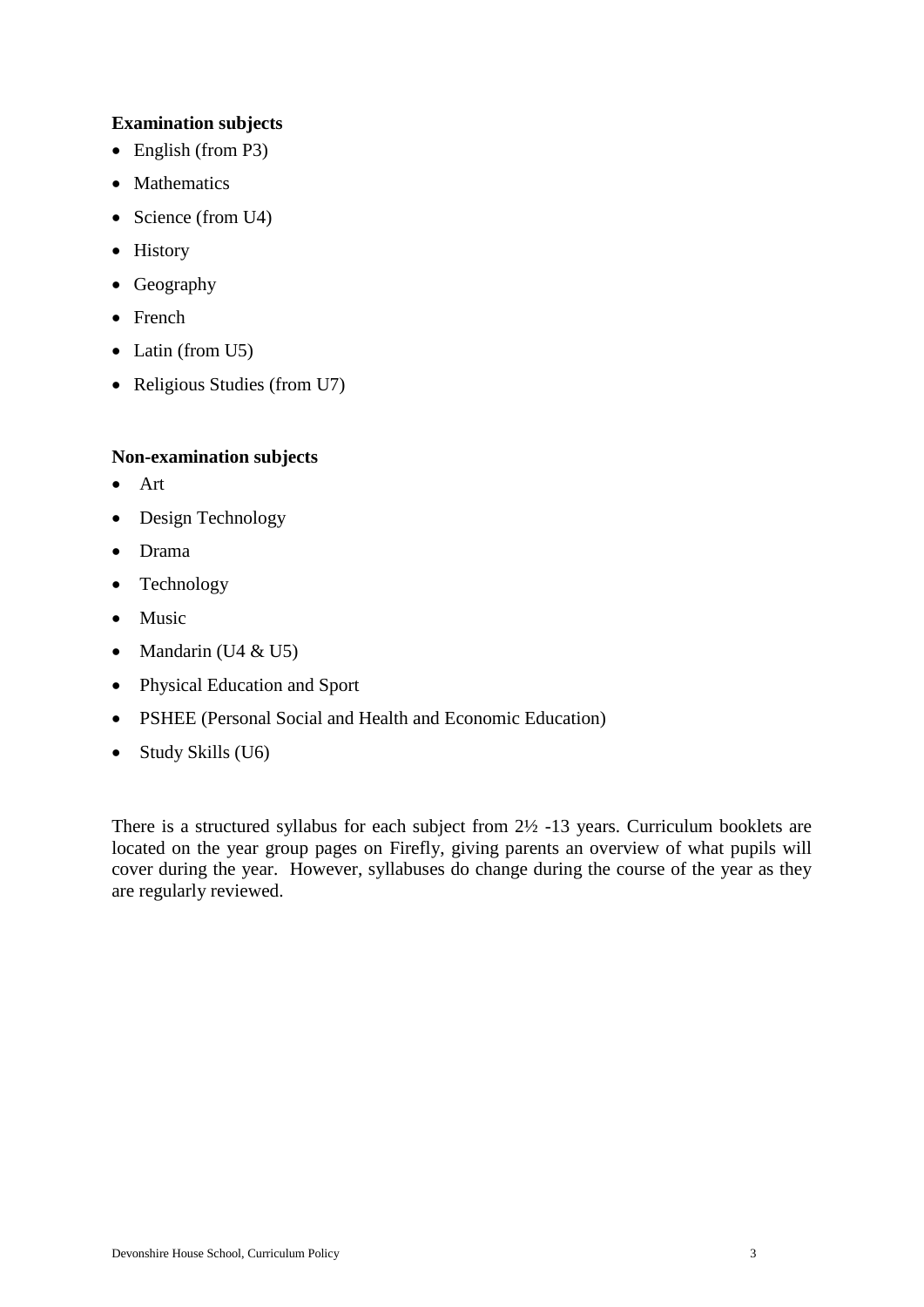**Examination subjects**

- English (from P3)
- Mathematics
- Science (from U4)
- History
- Geography
- French
- Latin (from U5)
- Religious Studies (from U7)

**Non-examination subjects**

- Art
- Design Technology
- Drama
- Technology
- Music
- Mandarin (U4 & U5)
- Physical Education and Sport
- PSHEE (Personal Social and Health and Economic Education)
- Study Skills (U6)

There is a structured syllabus for each subject from 2½ -13 years. Curriculum booklets are located on the year group pages on Firefly, giving parents an overview of what pupils will cover during the year. However, syllabuses do change during the course of the year as they are regularly reviewed.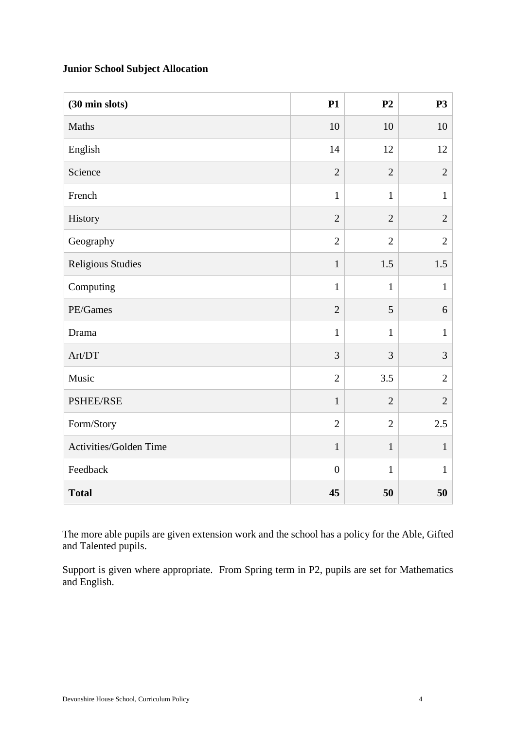**Junior School Subject Allocation**

| (30 min slots) | P1 | P2 | P3 |
|---|---|---|---|
| Maths | 10 | 10 | 10 |
| English | 14 | 12 | 12 |
| Science | 2 | 2 | 2 |
| French | 1 | 1 | 1 |
| History | 2 | 2 | 2 |
| Geography | 2 | 2 | 2 |
| Religious Studies | 1 | 1.5 | 1.5 |
| Computing | 1 | 1 | 1 |
| PE/Games | 2 | 5 | 6 |
| Drama | 1 | 1 | 1 |
| Art/DT | 3 | 3 | 3 |
| Music | 2 | 3.5 | 2 |
| PSHEE/RSE | 1 | 2 | 2 |
| Form/Story | 2 | 2 | 2.5 |
| Activities/Golden Time | 1 | 1 | 1 |
| Feedback | 0 | 1 | 1 |
| **Total** | **45** | **50** | **50** |

The more able pupils are given extension work and the school has a policy for the Able, Gifted and Talented pupils.

Support is given where appropriate. From Spring term in P2, pupils are set for Mathematics and English.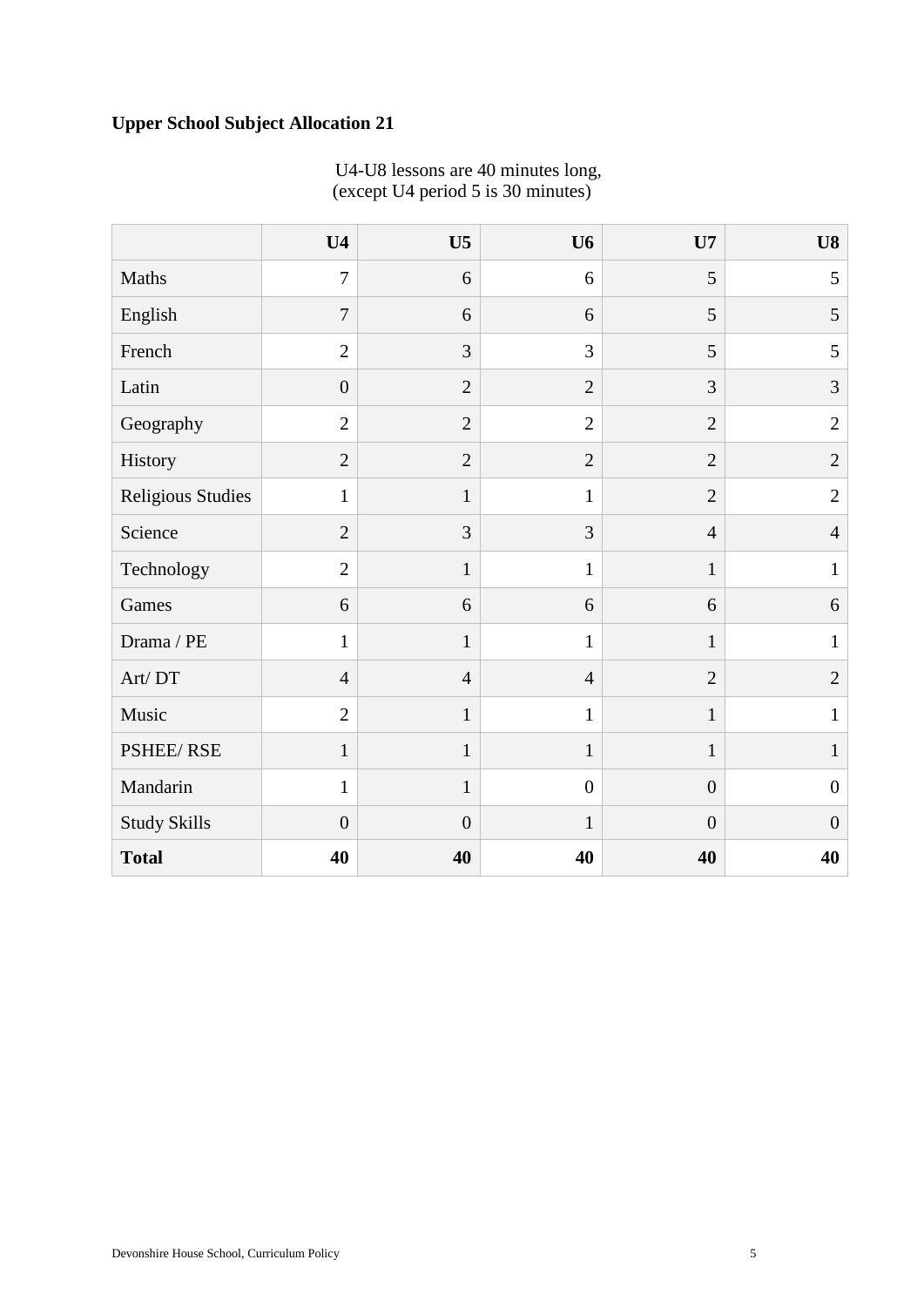**Upper School Subject Allocation 21**

U4-U8 lessons are 40 minutes long,
(except U4 period 5 is 30 minutes)

| | U4 | U5 | U6 | U7 | U8 |
|---|---|---|---|---|---|
| Maths | 7 | 6 | 6 | 5 | 5 |
| English | 7 | 6 | 6 | 5 | 5 |
| French | 2 | 3 | 3 | 5 | 5 |
| Latin | 0 | 2 | 2 | 3 | 3 |
| Geography | 2 | 2 | 2 | 2 | 2 |
| History | 2 | 2 | 2 | 2 | 2 |
| Religious Studies | 1 | 1 | 1 | 2 | 2 |
| Science | 2 | 3 | 3 | 4 | 4 |
| Technology | 2 | 1 | 1 | 1 | 1 |
| Games | 6 | 6 | 6 | 6 | 6 |
| Drama / PE | 1 | 1 | 1 | 1 | 1 |
| Art/ DT | 4 | 4 | 4 | 2 | 2 |
| Music | 2 | 1 | 1 | 1 | 1 |
| PSHEE/ RSE | 1 | 1 | 1 | 1 | 1 |
| Mandarin | 1 | 1 | 0 | 0 | 0 |
| Study Skills | 0 | 0 | 1 | 0 | 0 |
| **Total** | **40** | **40** | **40** | **40** | **40** |